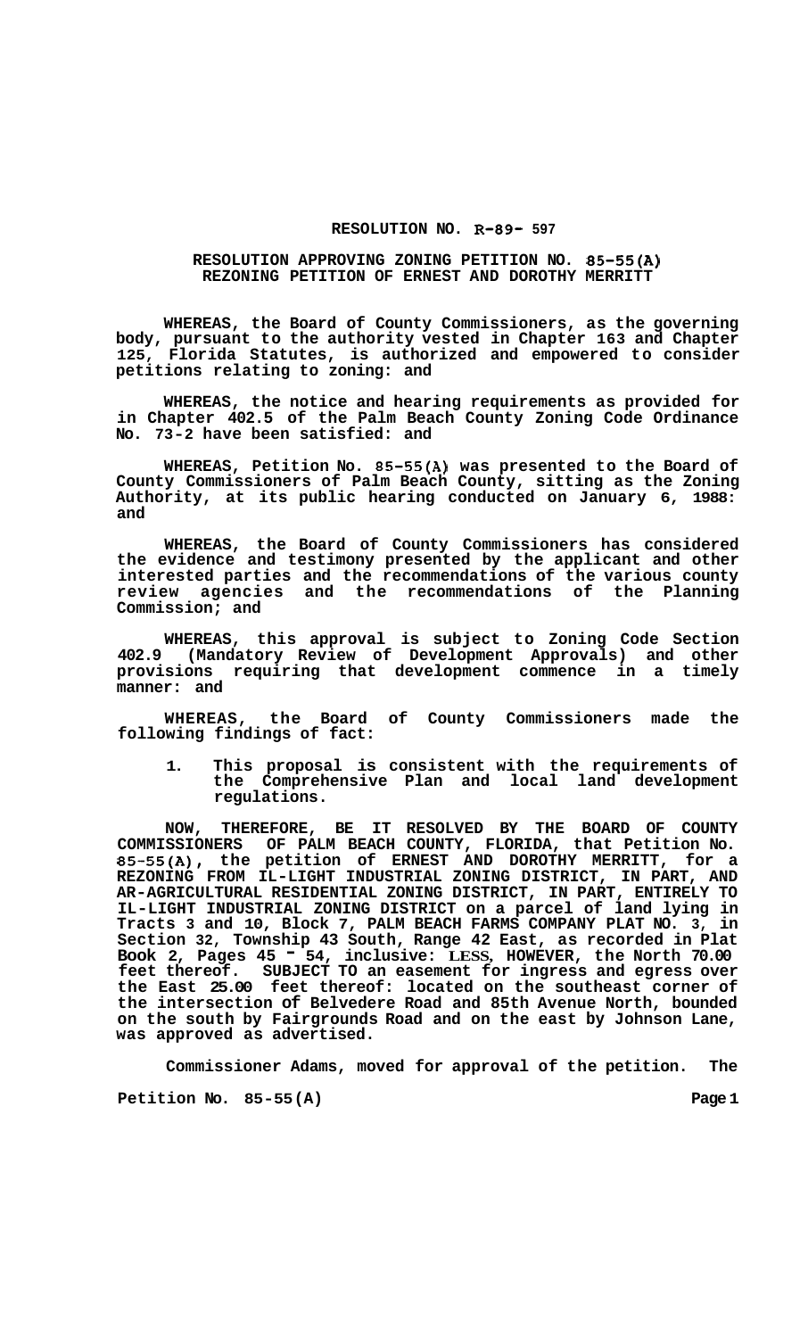**RESOLUTION NO. R-89- 597**

**RESOLUTION APPROVING ZONING PETITION NO. 85-55(A) REZONING PETITION OF ERNEST AND DOROTHY MERRITT**

**WHEREAS, the Board of County Commissioners, as the governing body, pursuant to the authority vested in Chapter 163 and Chapter 125, Florida Statutes, is authorized and empowered to consider petitions relating to zoning: and**

**WHEREAS, the notice and hearing requirements as provided for in Chapter 402.5 of the Palm Beach County Zoning Code Ordinance No. 73-2 have been satisfied: and**

**WHEREAS, Petition No. 85-55(A) was presented to the Board of County Commissioners of Palm Beach County, sitting as the Zoning Authority, at its public hearing conducted on January 6, 1988: and**

**WHEREAS, the Board of County Commissioners has considered the evidence and testimony presented by the applicant and other interested parties and the recommendations of the various county review agencies and the recommendations of the Planning Commission; and**

**WHEREAS, this approval is subject to Zoning Code Section 402.9 (Mandatory Review of Development Approvals) and other provisions requiring that development commence in a timely manner: and**

**WHEREAS, the Board of County Commissioners made the following findings of fact:**

1. **This proposal is consistent with the requirements of the Comprehensive Plan and local land development regulations.**

**NOW, THEREFORE, BE IT RESOLVED BY THE BOARD OF COUNTY COMMISSIONERS OF PALM BEACH COUNTY, FLORIDA, that Petition No. 85-55(A), the petition of ERNEST AND DOROTHY MERRITT, for a REZONING FROM IL-LIGHT INDUSTRIAL ZONING DISTRICT, IN PART, AND AR-AGRICULTURAL RESIDENTIAL ZONING DISTRICT, IN PART, ENTIRELY TO IL-LIGHT INDUSTRIAL ZONING DISTRICT on a parcel of land lying in Tracts 3 and 10, Block 7, PALM BEACH FARMS COMPANY PLAT NO. 3, in Section 32, Township 43 South, Range 42 East, as recorded in Plat Book 2, Pages 45 - 54, inclusive: LESS, HOWEVER, the North 70.00 feet thereof. SUBJECT TO an easement for ingress and egress over the East 25.00 feet thereof: located on the southeast corner of the intersection of Belvedere Road and 85th Avenue North, bounded on the south by Fairgrounds Road and on the east by Johnson Lane, was approved as advertised.**

**Commissioner Adams, moved for approval of the petition. The**

**Petition No. 85-55(A)**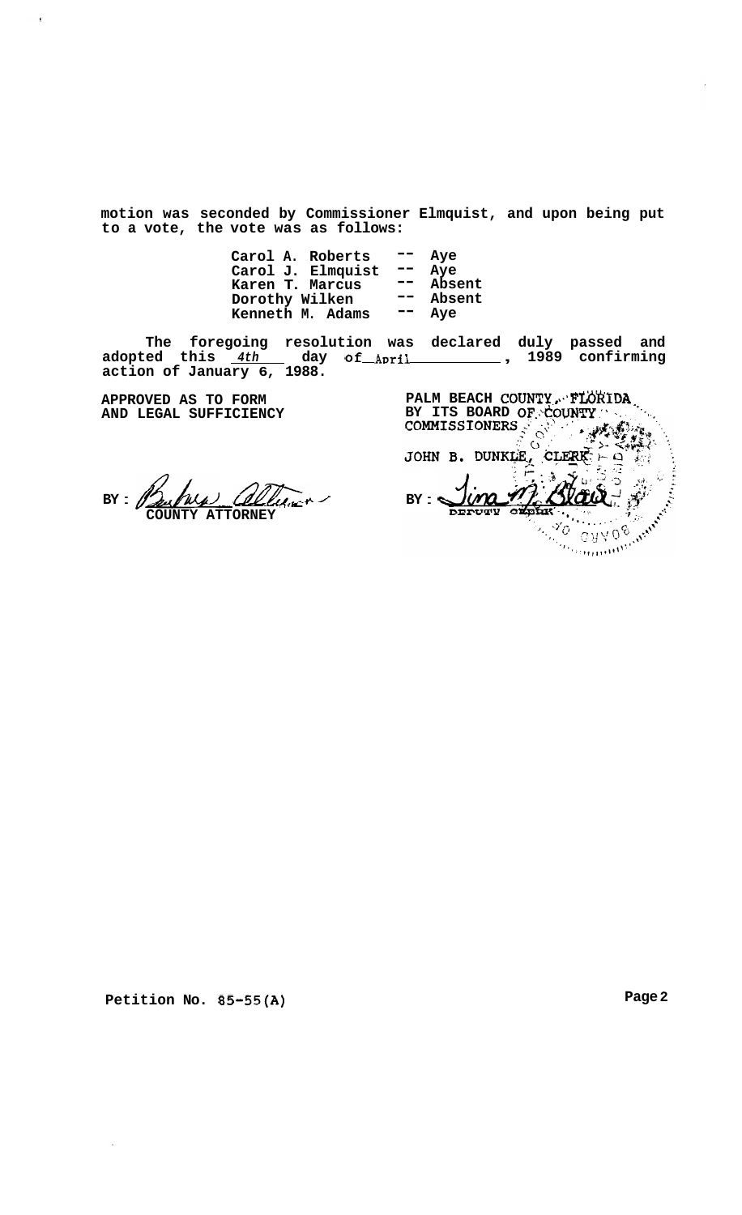**motion was seconded by Commissioner Elmquist, and upon being put to a vote, the vote was as follows:**

| | | |
|---|---|---|
| **Carol A. Roberts** | **--** | **Aye** |
| **Carol J. Elmquist** | **--** | **Aye** |
| **Karen T. Marcus** | **--** | **Absent** |
| **Dorothy Wilken** | **--** | **Absent** |
| **Kenneth M. Adams** | **--** | **Aye** |

**The foregoing resolution was declared duly passed and adopted this** *4th* **day of** April**, 1989 confirming action of January 6, 1988.**

**APPROVED AS TO FORM AND LEGAL SUFFICIENCY**

**BY:** ______________________
**COUNTY ATTORNEY**

**PALM BEACH COUNTY, FLORIDA BY ITS BOARD OF COUNTY COMMISSIONERS**

**JOHN B. DUNKLE, CLERK**

**BY:** ______________________
**DEPUTY CLERK**

**Petition No. 85-55(A)**